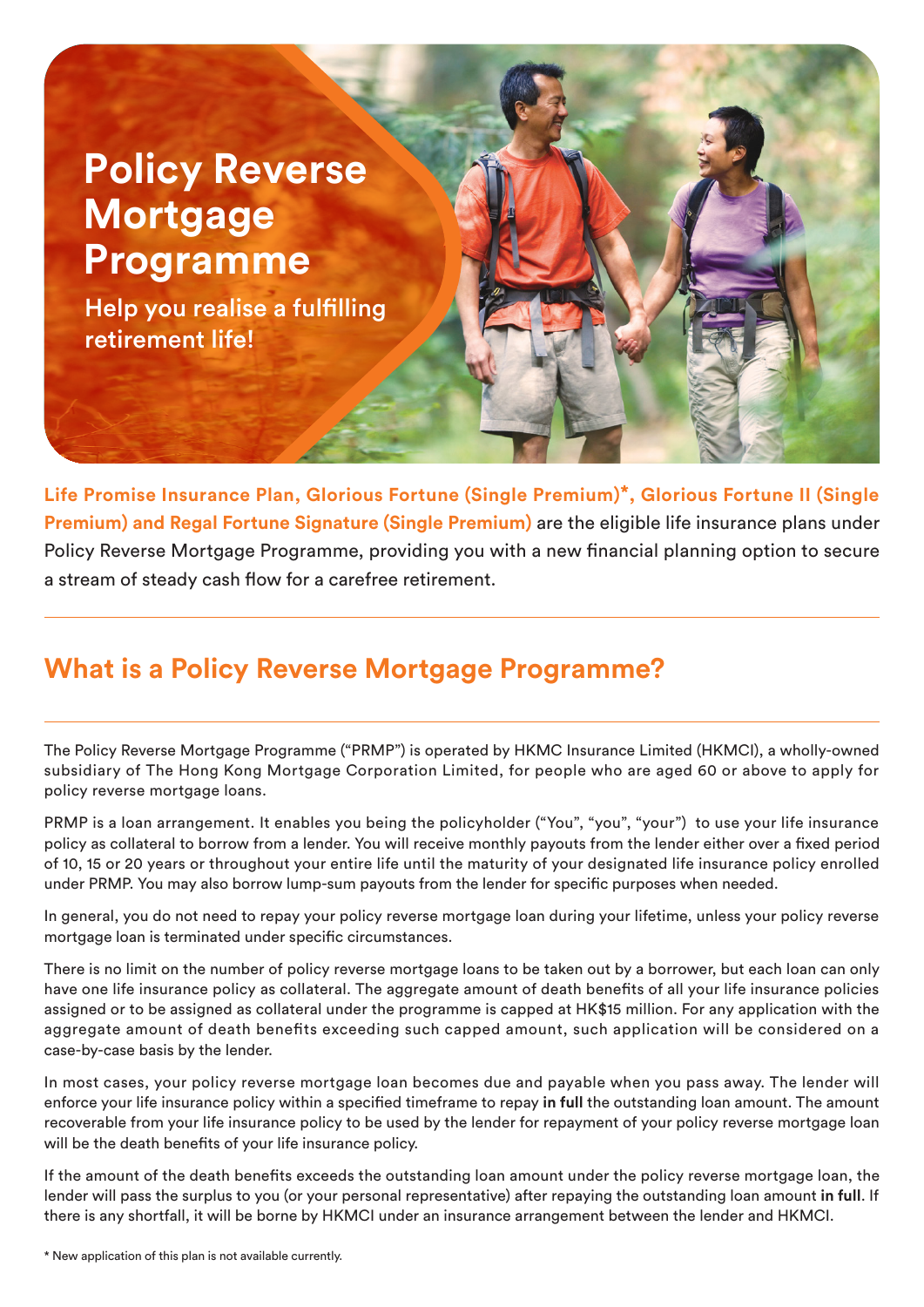# Policy Reverse Mortgage Programme

Help you realise a fulfilling retirement life!

**Life Promise Insurance Plan, Glorious Fortune (Single Premium)\*, Glorious Fortune II (Single Premium) and Regal Fortune Signature (Single Premium)** are the eligible life insurance plans under Policy Reverse Mortgage Programme, providing you with a new financial planning option to secure a stream of steady cash flow for a carefree retirement.

## What is a Policy Reverse Mortgage Programme?

The Policy Reverse Mortgage Programme ("PRMP") is operated by HKMC Insurance Limited (HKMCI), a wholly-owned subsidiary of The Hong Kong Mortgage Corporation Limited, for people who are aged 60 or above to apply for policy reverse mortgage loans.

PRMP is a loan arrangement. It enables you being the policyholder ("You", "you", "your") to use your life insurance policy as collateral to borrow from a lender. You will receive monthly payouts from the lender either over a fixed period of 10, 15 or 20 years or throughout your entire life until the maturity of your designated life insurance policy enrolled under PRMP. You may also borrow lump-sum payouts from the lender for specific purposes when needed.

In general, you do not need to repay your policy reverse mortgage loan during your lifetime, unless your policy reverse mortgage loan is terminated under specific circumstances.

There is no limit on the number of policy reverse mortgage loans to be taken out by a borrower, but each loan can only have one life insurance policy as collateral. The aggregate amount of death benefits of all your life insurance policies assigned or to be assigned as collateral under the programme is capped at HK$15 million. For any application with the aggregate amount of death benefits exceeding such capped amount, such application will be considered on a case-by-case basis by the lender.

In most cases, your policy reverse mortgage loan becomes due and payable when you pass away. The lender will enforce your life insurance policy within a specified timeframe to repay **in full** the outstanding loan amount. The amount recoverable from your life insurance policy to be used by the lender for repayment of your policy reverse mortgage loan will be the death benefits of your life insurance policy.

If the amount of the death benefits exceeds the outstanding loan amount under the policy reverse mortgage loan, the lender will pass the surplus to you (or your personal representative) after repaying the outstanding loan amount **in full**. If there is any shortfall, it will be borne by HKMCI under an insurance arrangement between the lender and HKMCI.

\* New application of this plan is not available currently.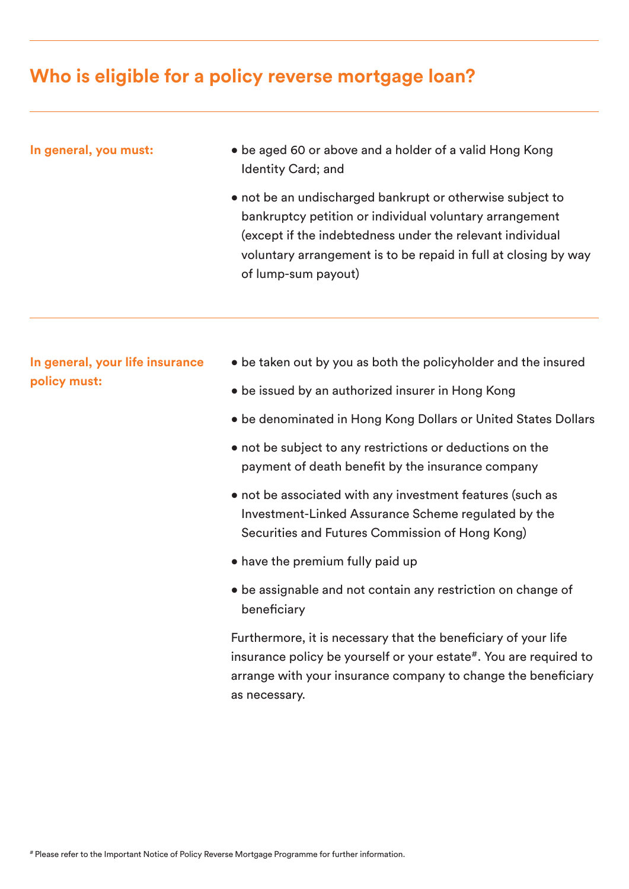## Who is eligible for a policy reverse mortgage loan?

**In general, you must:**

- be aged 60 or above and a holder of a valid Hong Kong Identity Card; and
- not be an undischarged bankrupt or otherwise subject to bankruptcy petition or individual voluntary arrangement (except if the indebtedness under the relevant individual voluntary arrangement is to be repaid in full at closing by way of lump-sum payout)

**In general, your life insurance policy must:**

- be taken out by you as both the policyholder and the insured
- be issued by an authorized insurer in Hong Kong
- be denominated in Hong Kong Dollars or United States Dollars
- not be subject to any restrictions or deductions on the payment of death benefit by the insurance company
- not be associated with any investment features (such as Investment-Linked Assurance Scheme regulated by the Securities and Futures Commission of Hong Kong)
- have the premium fully paid up
- be assignable and not contain any restriction on change of beneficiary

Furthermore, it is necessary that the beneficiary of your life insurance policy be yourself or your estate[#]. You are required to arrange with your insurance company to change the beneficiary as necessary.

[#] Please refer to the Important Notice of Policy Reverse Mortgage Programme for further information.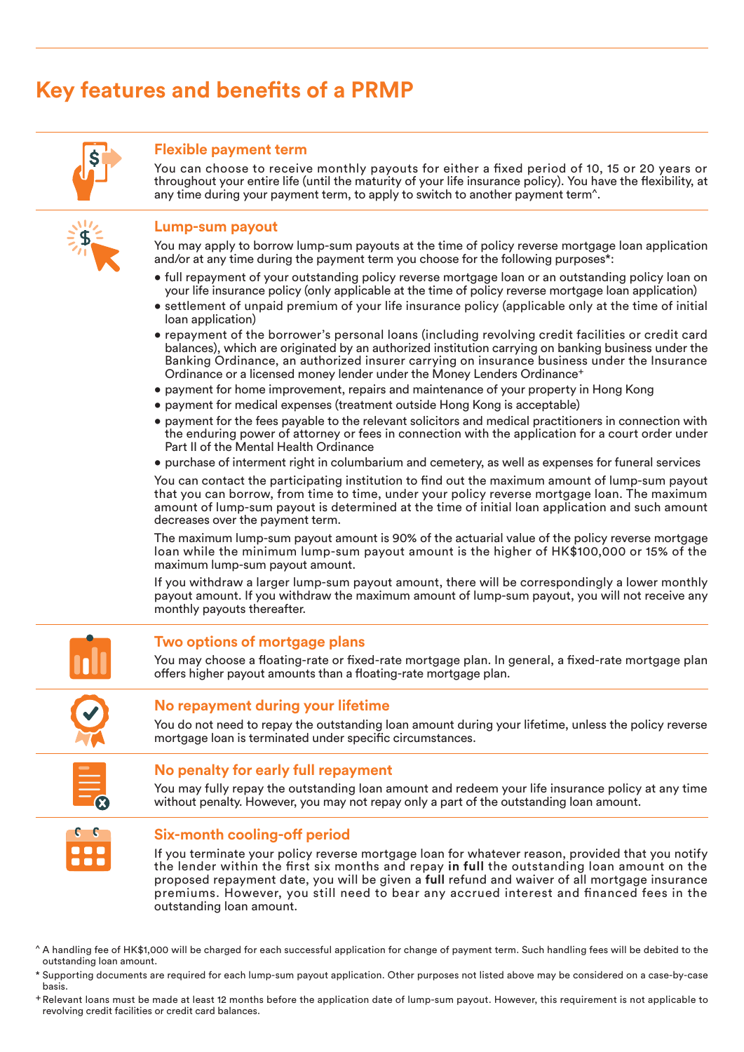# Key features and benefits of a PRMP

## Flexible payment term

You can choose to receive monthly payouts for either a fixed period of 10, 15 or 20 years or throughout your entire life (until the maturity of your life insurance policy). You have the flexibility, at any time during your payment term, to apply to switch to another payment term^.

## Lump-sum payout

You may apply to borrow lump-sum payouts at the time of policy reverse mortgage loan application and/or at any time during the payment term you choose for the following purposes*:

- full repayment of your outstanding policy reverse mortgage loan or an outstanding policy loan on your life insurance policy (only applicable at the time of policy reverse mortgage loan application)
- settlement of unpaid premium of your life insurance policy (applicable only at the time of initial loan application)
- repayment of the borrower's personal loans (including revolving credit facilities or credit card balances), which are originated by an authorized institution carrying on banking business under the Banking Ordinance, an authorized insurer carrying on insurance business under the Insurance Ordinance or a licensed money lender under the Money Lenders Ordinance+
- payment for home improvement, repairs and maintenance of your property in Hong Kong
- payment for medical expenses (treatment outside Hong Kong is acceptable)
- payment for the fees payable to the relevant solicitors and medical practitioners in connection with the enduring power of attorney or fees in connection with the application for a court order under Part II of the Mental Health Ordinance
- purchase of interment right in columbarium and cemetery, as well as expenses for funeral services

You can contact the participating institution to find out the maximum amount of lump-sum payout that you can borrow, from time to time, under your policy reverse mortgage loan. The maximum amount of lump-sum payout is determined at the time of initial loan application and such amount decreases over the payment term.

The maximum lump-sum payout amount is 90% of the actuarial value of the policy reverse mortgage loan while the minimum lump-sum payout amount is the higher of HK$100,000 or 15% of the maximum lump-sum payout amount.

If you withdraw a larger lump-sum payout amount, there will be correspondingly a lower monthly payout amount. If you withdraw the maximum amount of lump-sum payout, you will not receive any monthly payouts thereafter.

## Two options of mortgage plans

You may choose a floating-rate or fixed-rate mortgage plan. In general, a fixed-rate mortgage plan offers higher payout amounts than a floating-rate mortgage plan.

## No repayment during your lifetime

You do not need to repay the outstanding loan amount during your lifetime, unless the policy reverse mortgage loan is terminated under specific circumstances.

## No penalty for early full repayment

You may fully repay the outstanding loan amount and redeem your life insurance policy at any time without penalty. However, you may not repay only a part of the outstanding loan amount.

## Six-month cooling-off period

If you terminate your policy reverse mortgage loan for whatever reason, provided that you notify the lender within the first six months and repay **in full** the outstanding loan amount on the proposed repayment date, you will be given a **full** refund and waiver of all mortgage insurance premiums. However, you still need to bear any accrued interest and financed fees in the outstanding loan amount.

^ A handling fee of HK$1,000 will be charged for each successful application for change of payment term. Such handling fees will be debited to the outstanding loan amount.

* Supporting documents are required for each lump-sum payout application. Other purposes not listed above may be considered on a case-by-case basis.

+ Relevant loans must be made at least 12 months before the application date of lump-sum payout. However, this requirement is not applicable to revolving credit facilities or credit card balances.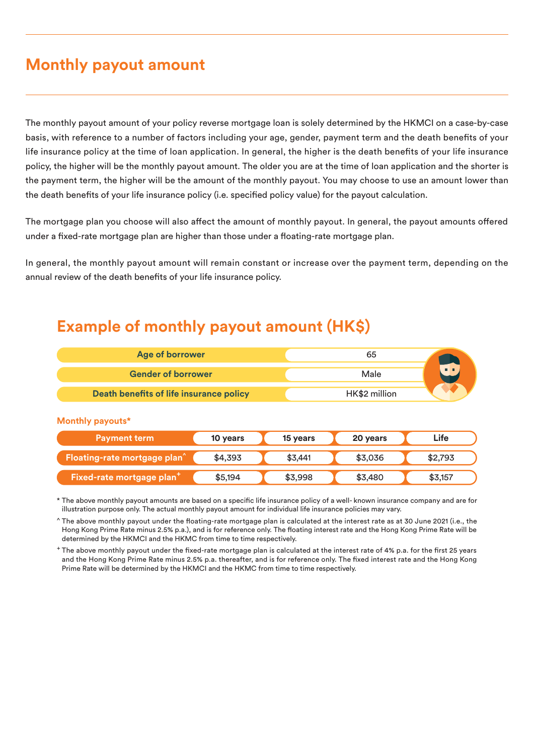# Monthly payout amount

The monthly payout amount of your policy reverse mortgage loan is solely determined by the HKMCI on a case-by-case basis, with reference to a number of factors including your age, gender, payment term and the death benefits of your life insurance policy at the time of loan application. In general, the higher is the death benefits of your life insurance policy, the higher will be the monthly payout amount. The older you are at the time of loan application and the shorter is the payment term, the higher will be the amount of the monthly payout. You may choose to use an amount lower than the death benefits of your life insurance policy (i.e. specified policy value) for the payout calculation.

The mortgage plan you choose will also affect the amount of monthly payout. In general, the payout amounts offered under a fixed-rate mortgage plan are higher than those under a floating-rate mortgage plan.

In general, the monthly payout amount will remain constant or increase over the payment term, depending on the annual review of the death benefits of your life insurance policy.

## Example of monthly payout amount (HK$)

| Age of borrower | 65 |
| --- | --- |
| Gender of borrower | Male |
| Death benefits of life insurance policy | HK$2 million |

**Monthly payouts***

| Payment term | 10 years | 15 years | 20 years | Life |
| --- | --- | --- | --- | --- |
| Floating-rate mortgage plan^ | $4,393 | $3,441 | $3,036 | $2,793 |
| Fixed-rate mortgage plan+ | $5,194 | $3,998 | $3,480 | $3,157 |

* The above monthly payout amounts are based on a specific life insurance policy of a well- known insurance company and are for illustration purpose only. The actual monthly payout amount for individual life insurance policies may vary.

^ The above monthly payout under the floating-rate mortgage plan is calculated at the interest rate as at 30 June 2021 (i.e., the Hong Kong Prime Rate minus 2.5% p.a.), and is for reference only. The floating interest rate and the Hong Kong Prime Rate will be determined by the HKMCI and the HKMC from time to time respectively.

+ The above monthly payout under the fixed-rate mortgage plan is calculated at the interest rate of 4% p.a. for the first 25 years and the Hong Kong Prime Rate minus 2.5% p.a. thereafter, and is for reference only. The fixed interest rate and the Hong Kong Prime Rate will be determined by the HKMCI and the HKMC from time to time respectively.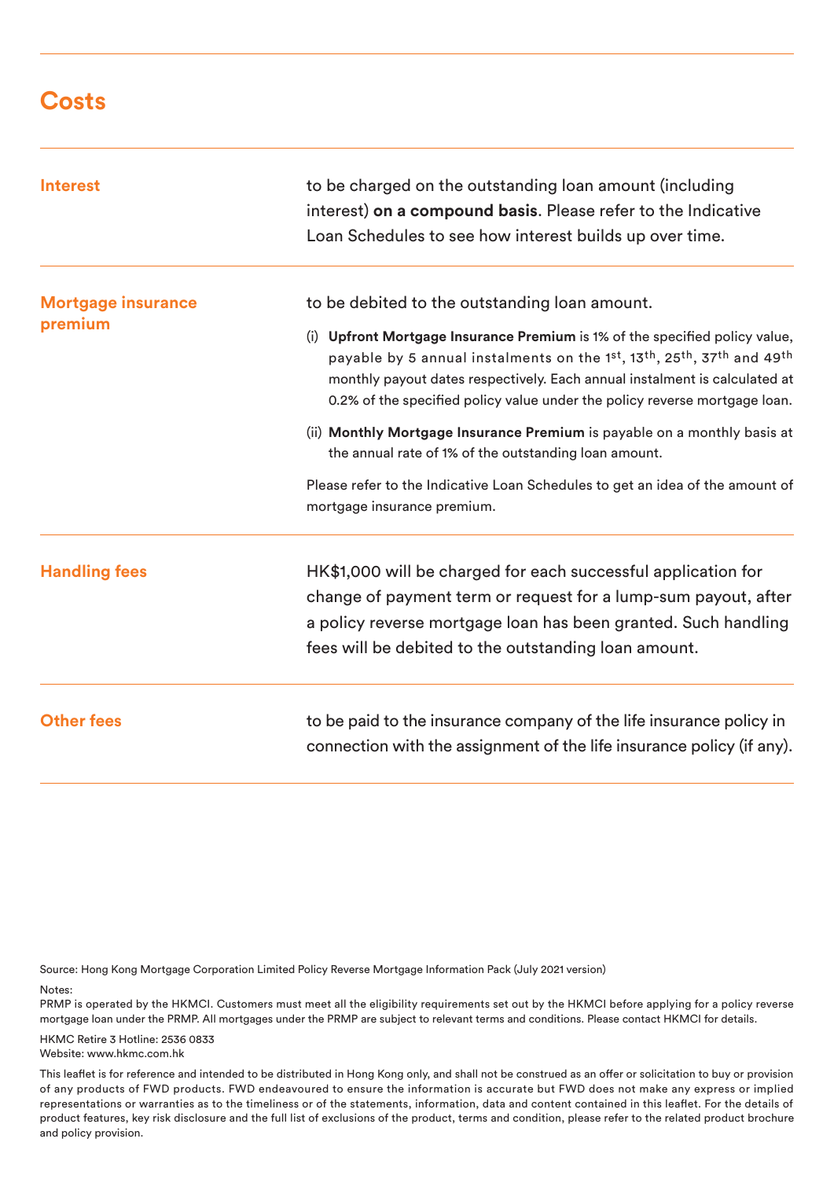## Costs

| | |
|---|---|
| **Interest** | to be charged on the outstanding loan amount (including interest) **on a compound basis**. Please refer to the Indicative Loan Schedules to see how interest builds up over time. |
| **Mortgage insurance premium** | to be debited to the outstanding loan amount.<br><br>(i) **Upfront Mortgage Insurance Premium** is 1% of the specified policy value, payable by 5 annual instalments on the 1st, 13th, 25th, 37th and 49th monthly payout dates respectively. Each annual instalment is calculated at 0.2% of the specified policy value under the policy reverse mortgage loan.<br><br>(ii) **Monthly Mortgage Insurance Premium** is payable on a monthly basis at the annual rate of 1% of the outstanding loan amount.<br><br>Please refer to the Indicative Loan Schedules to get an idea of the amount of mortgage insurance premium. |
| **Handling fees** | HK$1,000 will be charged for each successful application for change of payment term or request for a lump-sum payout, after a policy reverse mortgage loan has been granted. Such handling fees will be debited to the outstanding loan amount. |
| **Other fees** | to be paid to the insurance company of the life insurance policy in connection with the assignment of the life insurance policy (if any). |

Source: Hong Kong Mortgage Corporation Limited Policy Reverse Mortgage Information Pack (July 2021 version)

Notes:
PRMP is operated by the HKMCI. Customers must meet all the eligibility requirements set out by the HKMCI before applying for a policy reverse mortgage loan under the PRMP. All mortgages under the PRMP are subject to relevant terms and conditions. Please contact HKMCI for details.

HKMC Retire 3 Hotline: 2536 0833
Website: www.hkmc.com.hk

This leaflet is for reference and intended to be distributed in Hong Kong only, and shall not be construed as an offer or solicitation to buy or provision of any products of FWD products. FWD endeavoured to ensure the information is accurate but FWD does not make any express or implied representations or warranties as to the timeliness or of the statements, information, data and content contained in this leaflet. For the details of product features, key risk disclosure and the full list of exclusions of the product, terms and condition, please refer to the related product brochure and policy provision.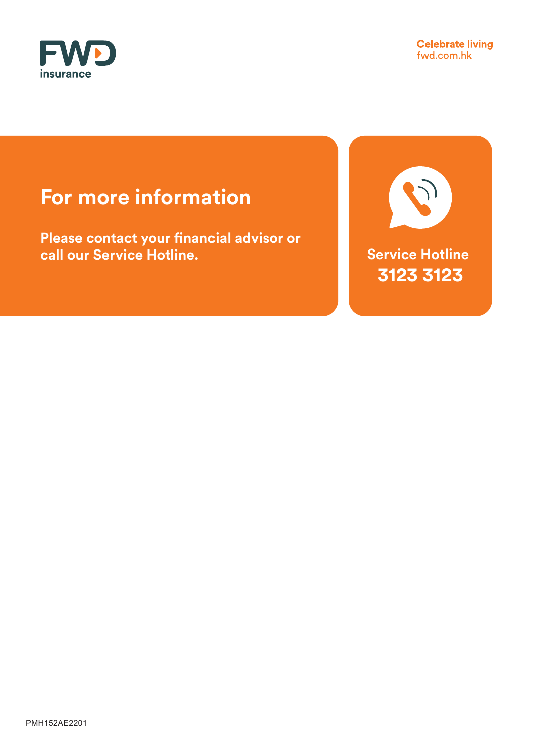FWD insurance

Celebrate living
fwd.com.hk

## For more information

**Please contact your financial advisor or call our Service Hotline.**

**Service Hotline**
**3123 3123**

PMH152AE2201